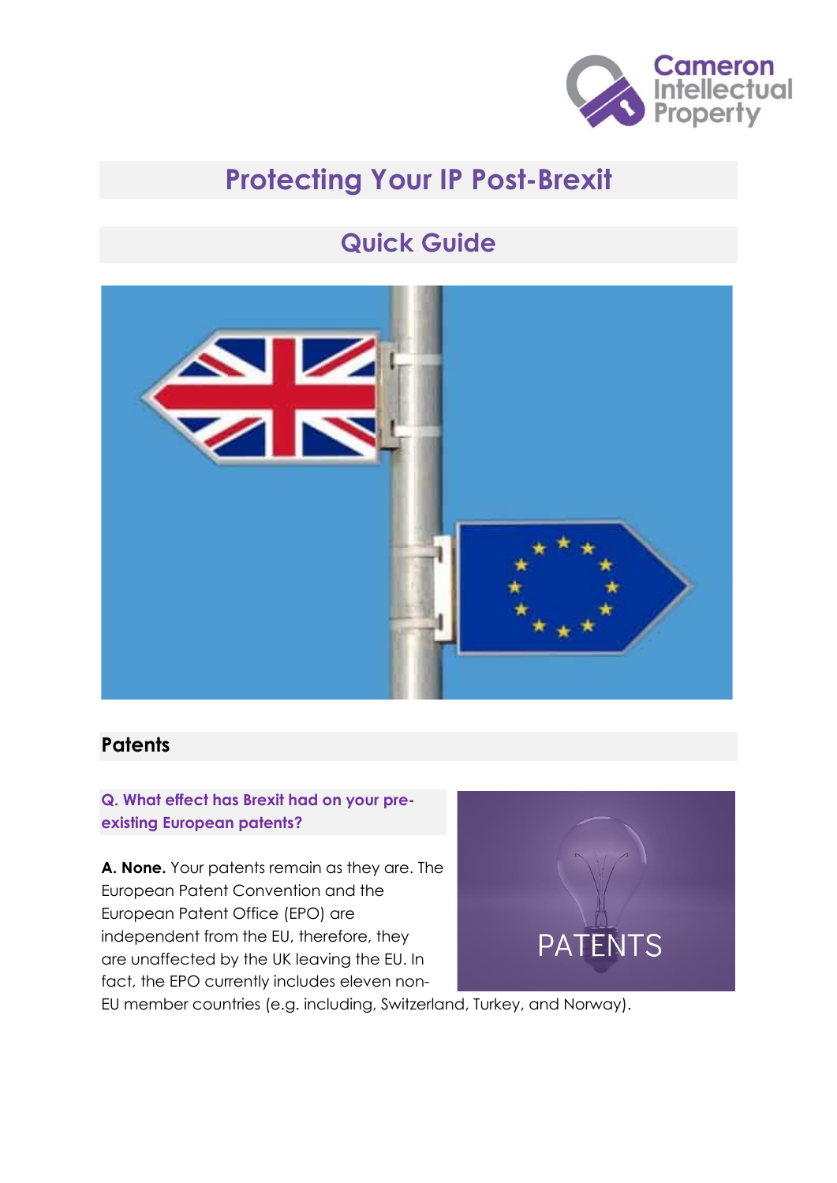# Protecting Your IP Post-Brexit

## Quick Guide

### Patents

**Q. What effect has Brexit had on your pre-existing European patents?**

**A. None.** Your patents remain as they are. The European Patent Convention and the European Patent Office (EPO) are independent from the EU, therefore, they are unaffected by the UK leaving the EU. In fact, the EPO currently includes eleven non-EU member countries (e.g. including, Switzerland, Turkey, and Norway).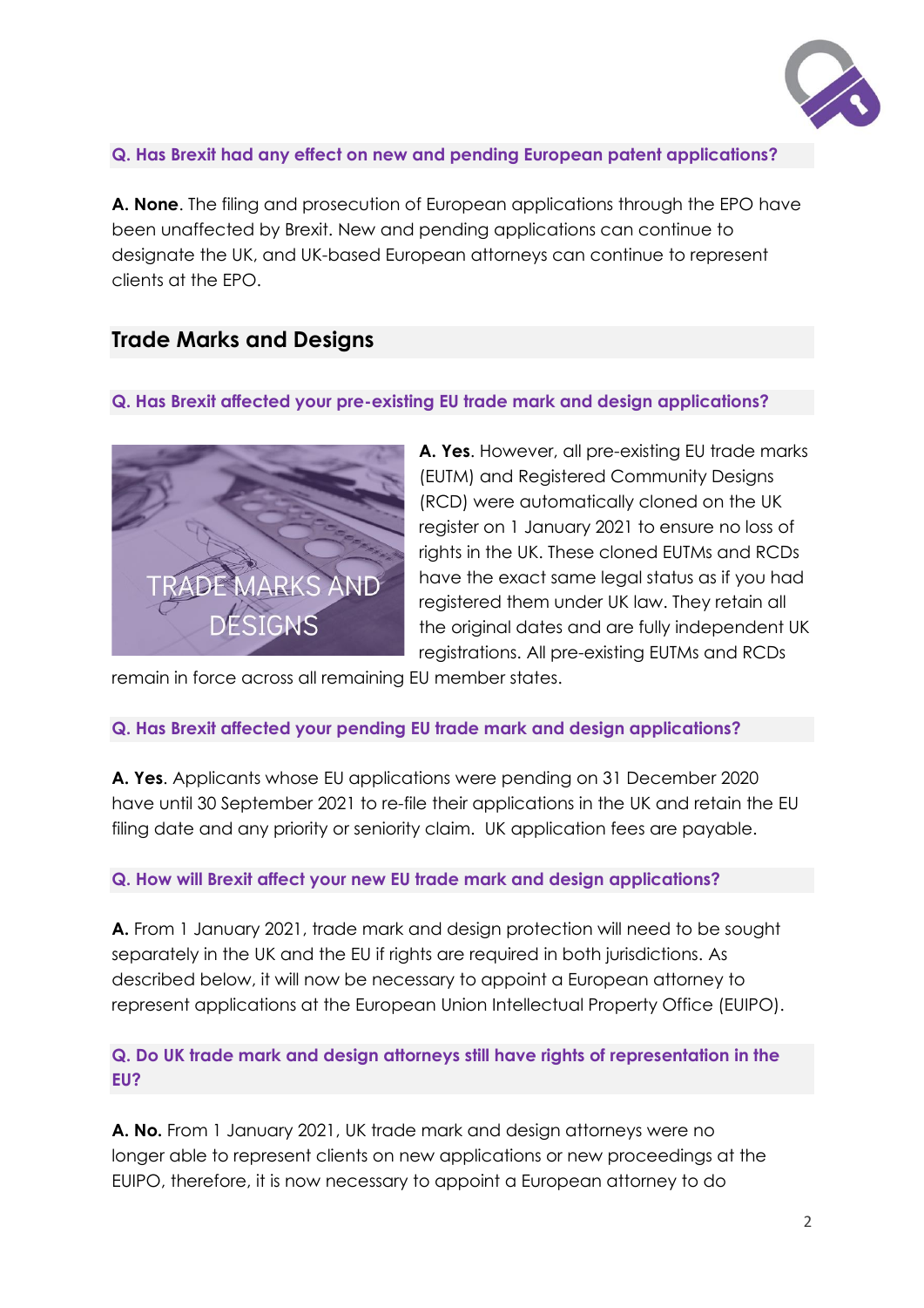### Q. Has Brexit had any effect on new and pending European patent applications?

**A. None**. The filing and prosecution of European applications through the EPO have been unaffected by Brexit. New and pending applications can continue to designate the UK, and UK-based European attorneys can continue to represent clients at the EPO.

## Trade Marks and Designs

### Q. Has Brexit affected your pre-existing EU trade mark and design applications?

**A. Yes**. However, all pre-existing EU trade marks (EUTM) and Registered Community Designs (RCD) were automatically cloned on the UK register on 1 January 2021 to ensure no loss of rights in the UK. These cloned EUTMs and RCDs have the exact same legal status as if you had registered them under UK law. They retain all the original dates and are fully independent UK registrations. All pre-existing EUTMs and RCDs remain in force across all remaining EU member states.

### Q. Has Brexit affected your pending EU trade mark and design applications?

**A. Yes**. Applicants whose EU applications were pending on 31 December 2020 have until 30 September 2021 to re-file their applications in the UK and retain the EU filing date and any priority or seniority claim. UK application fees are payable.

### Q. How will Brexit affect your new EU trade mark and design applications?

**A.** From 1 January 2021, trade mark and design protection will need to be sought separately in the UK and the EU if rights are required in both jurisdictions. As described below, it will now be necessary to appoint a European attorney to represent applications at the European Union Intellectual Property Office (EUIPO).

### Q. Do UK trade mark and design attorneys still have rights of representation in the EU?

**A. No.** From 1 January 2021, UK trade mark and design attorneys were no longer able to represent clients on new applications or new proceedings at the EUIPO, therefore, it is now necessary to appoint a European attorney to do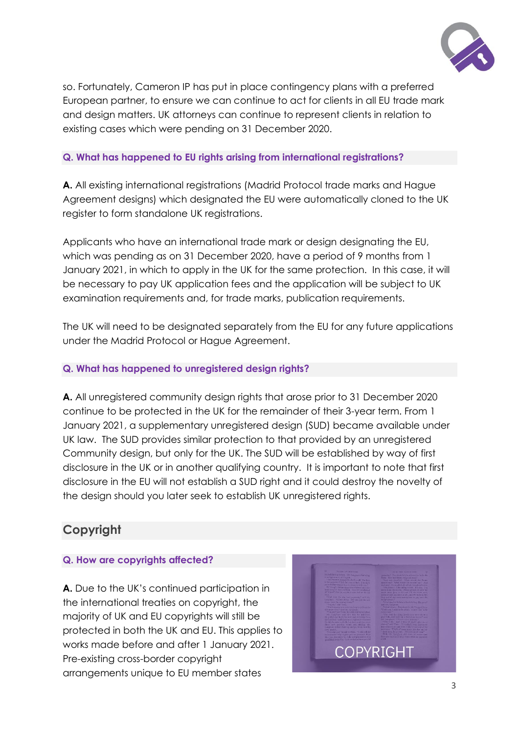so. Fortunately, Cameron IP has put in place contingency plans with a preferred European partner, to ensure we can continue to act for clients in all EU trade mark and design matters. UK attorneys can continue to represent clients in relation to existing cases which were pending on 31 December 2020.

### Q. What has happened to EU rights arising from international registrations?

**A.** All existing international registrations (Madrid Protocol trade marks and Hague Agreement designs) which designated the EU were automatically cloned to the UK register to form standalone UK registrations.

Applicants who have an international trade mark or design designating the EU, which was pending as on 31 December 2020, have a period of 9 months from 1 January 2021, in which to apply in the UK for the same protection. In this case, it will be necessary to pay UK application fees and the application will be subject to UK examination requirements and, for trade marks, publication requirements.

The UK will need to be designated separately from the EU for any future applications under the Madrid Protocol or Hague Agreement.

### Q. What has happened to unregistered design rights?

**A.** All unregistered community design rights that arose prior to 31 December 2020 continue to be protected in the UK for the remainder of their 3-year term. From 1 January 2021, a supplementary unregistered design (SUD) became available under UK law. The SUD provides similar protection to that provided by an unregistered Community design, but only for the UK. The SUD will be established by way of first disclosure in the UK or in another qualifying country. It is important to note that first disclosure in the EU will not establish a SUD right and it could destroy the novelty of the design should you later seek to establish UK unregistered rights.

## Copyright

### Q. How are copyrights affected?

**A.** Due to the UK's continued participation in the international treaties on copyright, the majority of UK and EU copyrights will still be protected in both the UK and EU. This applies to works made before and after 1 January 2021. Pre-existing cross-border copyright arrangements unique to EU member states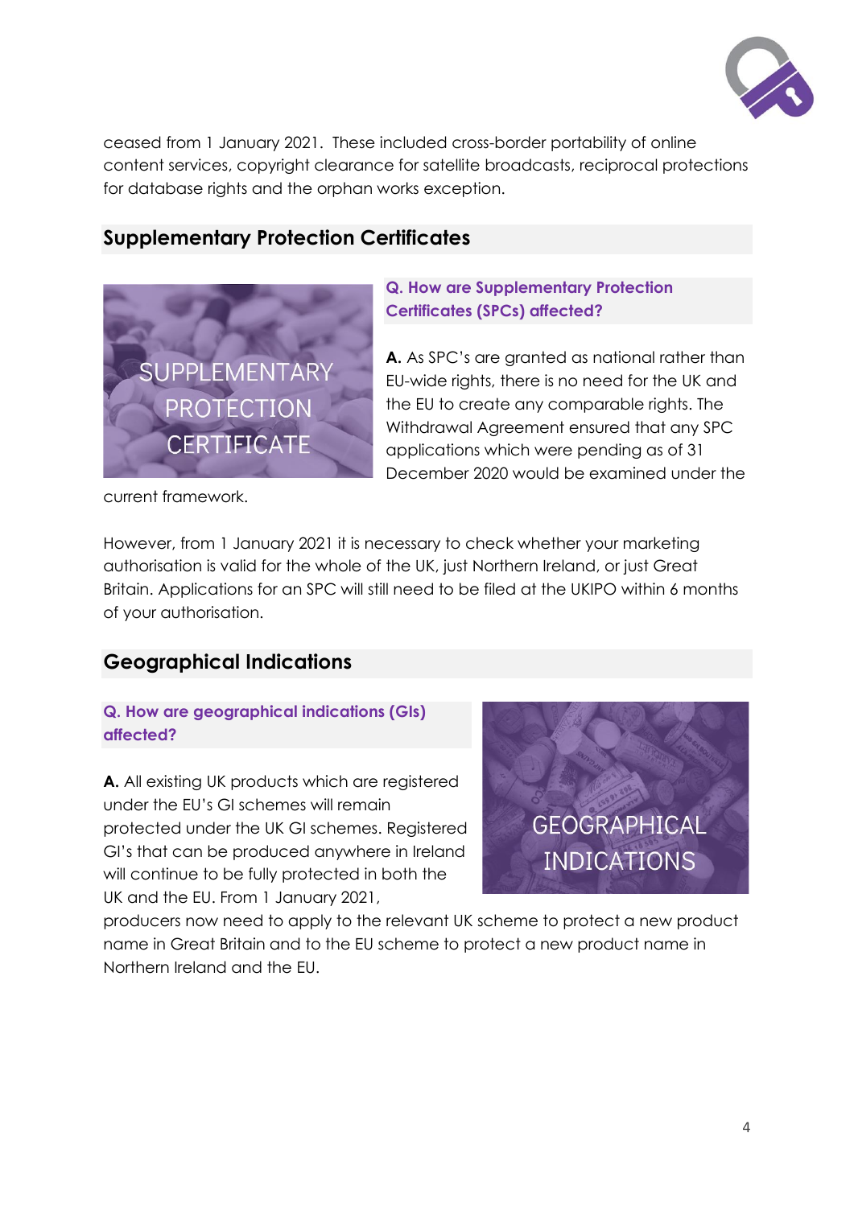ceased from 1 January 2021. These included cross-border portability of online content services, copyright clearance for satellite broadcasts, reciprocal protections for database rights and the orphan works exception.

## Supplementary Protection Certificates

**Q. How are Supplementary Protection Certificates (SPCs) affected?**

**A.** As SPC's are granted as national rather than EU-wide rights, there is no need for the UK and the EU to create any comparable rights. The Withdrawal Agreement ensured that any SPC applications which were pending as of 31 December 2020 would be examined under the current framework.

However, from 1 January 2021 it is necessary to check whether your marketing authorisation is valid for the whole of the UK, just Northern Ireland, or just Great Britain. Applications for an SPC will still need to be filed at the UKIPO within 6 months of your authorisation.

## Geographical Indications

**Q. How are geographical indications (GIs) affected?**

**A.** All existing UK products which are registered under the EU's GI schemes will remain protected under the UK GI schemes. Registered GI's that can be produced anywhere in Ireland will continue to be fully protected in both the UK and the EU. From 1 January 2021, producers now need to apply to the relevant UK scheme to protect a new product name in Great Britain and to the EU scheme to protect a new product name in Northern Ireland and the EU.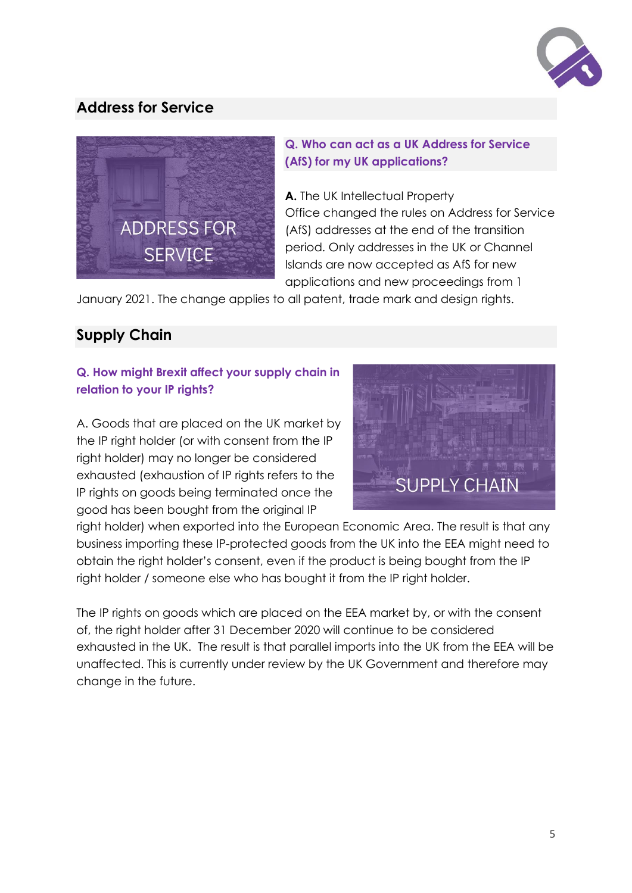## Address for Service

**Q. Who can act as a UK Address for Service (AfS) for my UK applications?**

**A.** The UK Intellectual Property Office changed the rules on Address for Service (AfS) addresses at the end of the transition period. Only addresses in the UK or Channel Islands are now accepted as AfS for new applications and new proceedings from 1 January 2021. The change applies to all patent, trade mark and design rights.

## Supply Chain

**Q. How might Brexit affect your supply chain in relation to your IP rights?**

A. Goods that are placed on the UK market by the IP right holder (or with consent from the IP right holder) may no longer be considered exhausted (exhaustion of IP rights refers to the IP rights on goods being terminated once the good has been bought from the original IP right holder) when exported into the European Economic Area. The result is that any business importing these IP-protected goods from the UK into the EEA might need to obtain the right holder's consent, even if the product is being bought from the IP right holder / someone else who has bought it from the IP right holder.

The IP rights on goods which are placed on the EEA market by, or with the consent of, the right holder after 31 December 2020 will continue to be considered exhausted in the UK. The result is that parallel imports into the UK from the EEA will be unaffected. This is currently under review by the UK Government and therefore may change in the future.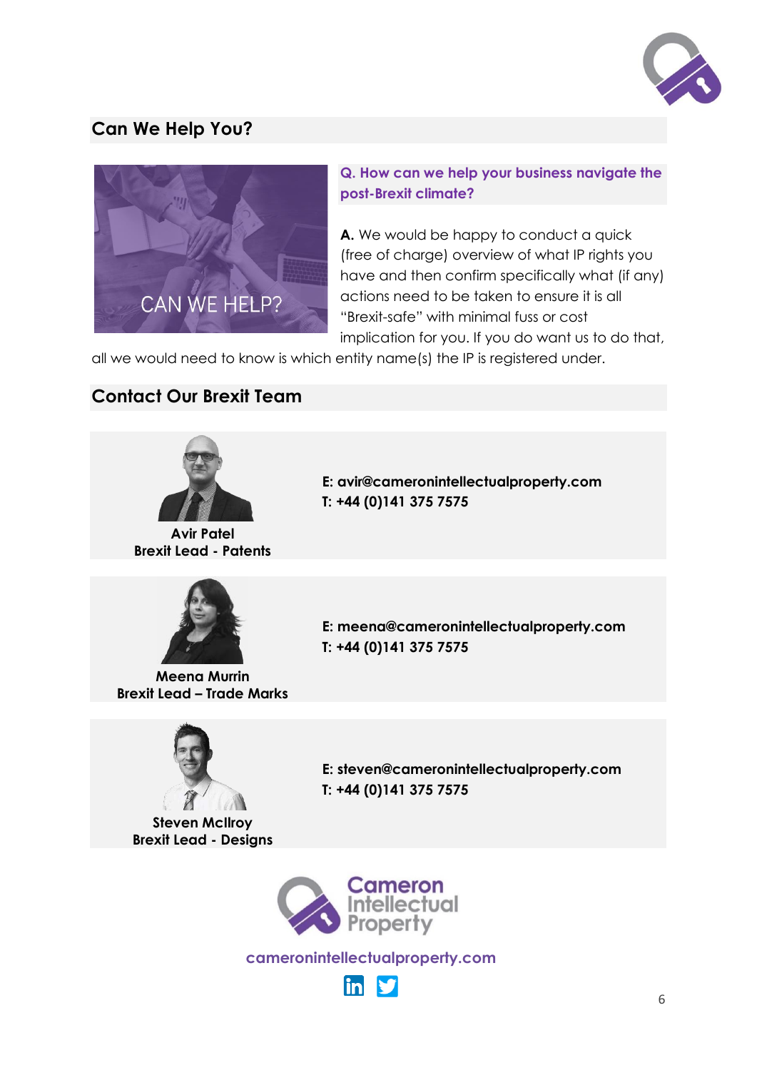## Can We Help You?

CAN WE HELP?

**Q. How can we help your business navigate the post-Brexit climate?**

**A.** We would be happy to conduct a quick (free of charge) overview of what IP rights you have and then confirm specifically what (if any) actions need to be taken to ensure it is all "Brexit-safe" with minimal fuss or cost implication for you. If you do want us to do that, all we would need to know is which entity name(s) the IP is registered under.

## Contact Our Brexit Team

**Avir Patel**
**Brexit Lead - Patents**

**E: avir@cameronintellectualproperty.com**
**T: +44 (0)141 375 7575**

**Meena Murrin**
**Brexit Lead – Trade Marks**

**E: meena@cameronintellectualproperty.com**
**T: +44 (0)141 375 7575**

**Steven McIlroy**
**Brexit Lead - Designs**

**E: steven@cameronintellectualproperty.com**
**T: +44 (0)141 375 7575**

Cameron Intellectual Property

cameronintellectualproperty.com